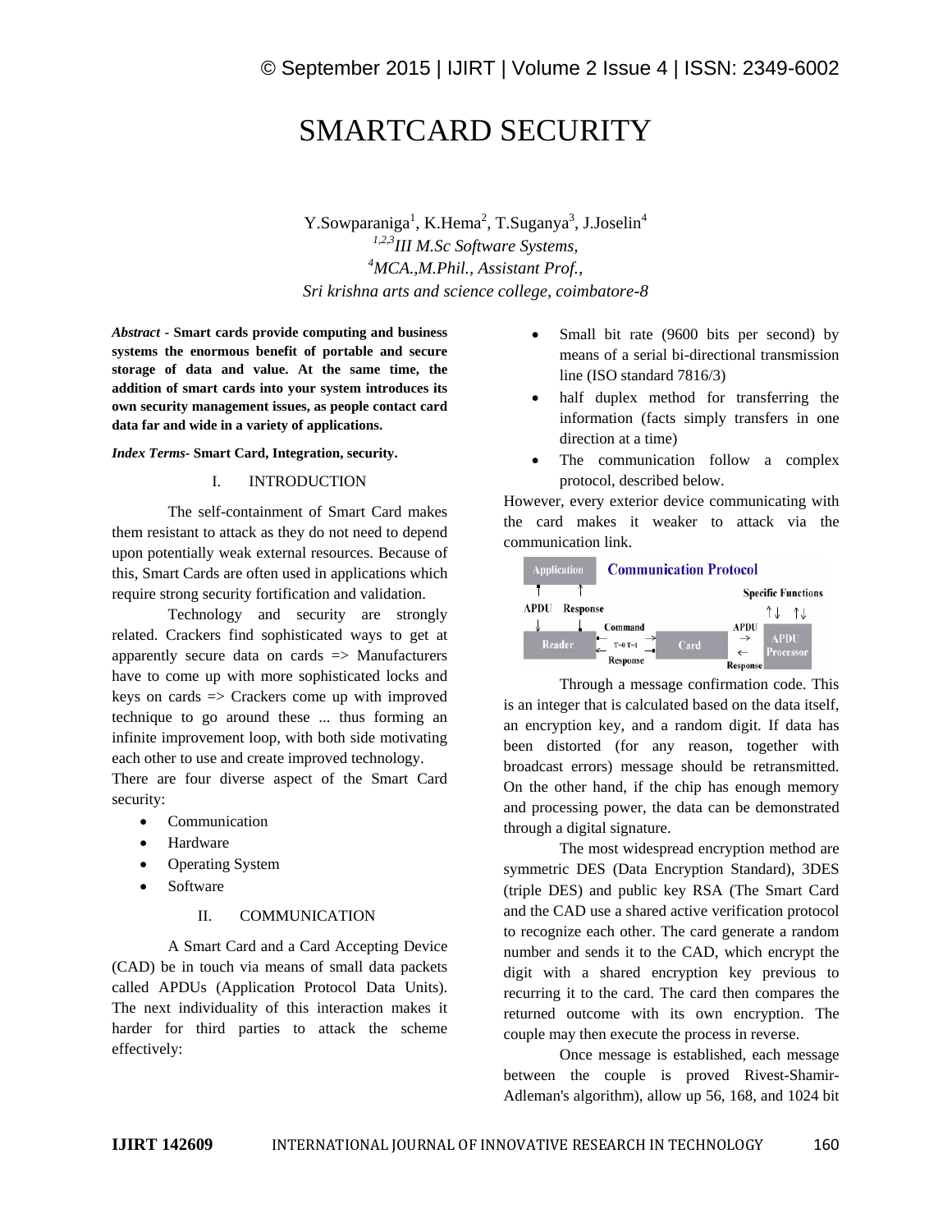# SMARTCARD SECURITY

Y.Sowparaniga[1], K.Hema[2], T.Suganya[3], J.Joselin[4]

[1,2,3]*III M.Sc Software Systems,*

[4]*MCA.,M.Phil., Assistant Prof.,*

*Sri krishna arts and science college, coimbatore-8*

***Abstract* - Smart cards provide computing and business systems the enormous benefit of portable and secure storage of data and value. At the same time, the addition of smart cards into your system introduces its own security management issues, as people contact card data far and wide in a variety of applications.**

***Index Terms*- Smart Card, Integration, security.**

## I. INTRODUCTION

The self-containment of Smart Card makes them resistant to attack as they do not need to depend upon potentially weak external resources. Because of this, Smart Cards are often used in applications which require strong security fortification and validation.

Technology and security are strongly related. Crackers find sophisticated ways to get at apparently secure data on cards => Manufacturers have to come up with more sophisticated locks and keys on cards => Crackers come up with improved technique to go around these ... thus forming an infinite improvement loop, with both side motivating each other to use and create improved technology.

There are four diverse aspect of the Smart Card security:

- Communication
- Hardware
- Operating System
- Software

## II. COMMUNICATION

A Smart Card and a Card Accepting Device (CAD) be in touch via means of small data packets called APDUs (Application Protocol Data Units). The next individuality of this interaction makes it harder for third parties to attack the scheme effectively:

- Small bit rate (9600 bits per second) by means of a serial bi-directional transmission line (ISO standard 7816/3)
- half duplex method for transferring the information (facts simply transfers in one direction at a time)
- The communication follow a complex protocol, described below.

However, every exterior device communicating with the card makes it weaker to attack via the communication link.

Through a message confirmation code. This is an integer that is calculated based on the data itself, an encryption key, and a random digit. If data has been distorted (for any reason, together with broadcast errors) message should be retransmitted. On the other hand, if the chip has enough memory and processing power, the data can be demonstrated through a digital signature.

The most widespread encryption method are symmetric DES (Data Encryption Standard), 3DES (triple DES) and public key RSA (The Smart Card and the CAD use a shared active verification protocol to recognize each other. The card generate a random number and sends it to the CAD, which encrypt the digit with a shared encryption key previous to recurring it to the card. The card then compares the returned outcome with its own encryption. The couple may then execute the process in reverse.

Once message is established, each message between the couple is proved Rivest-Shamir-Adleman's algorithm), allow up 56, 168, and 1024 bit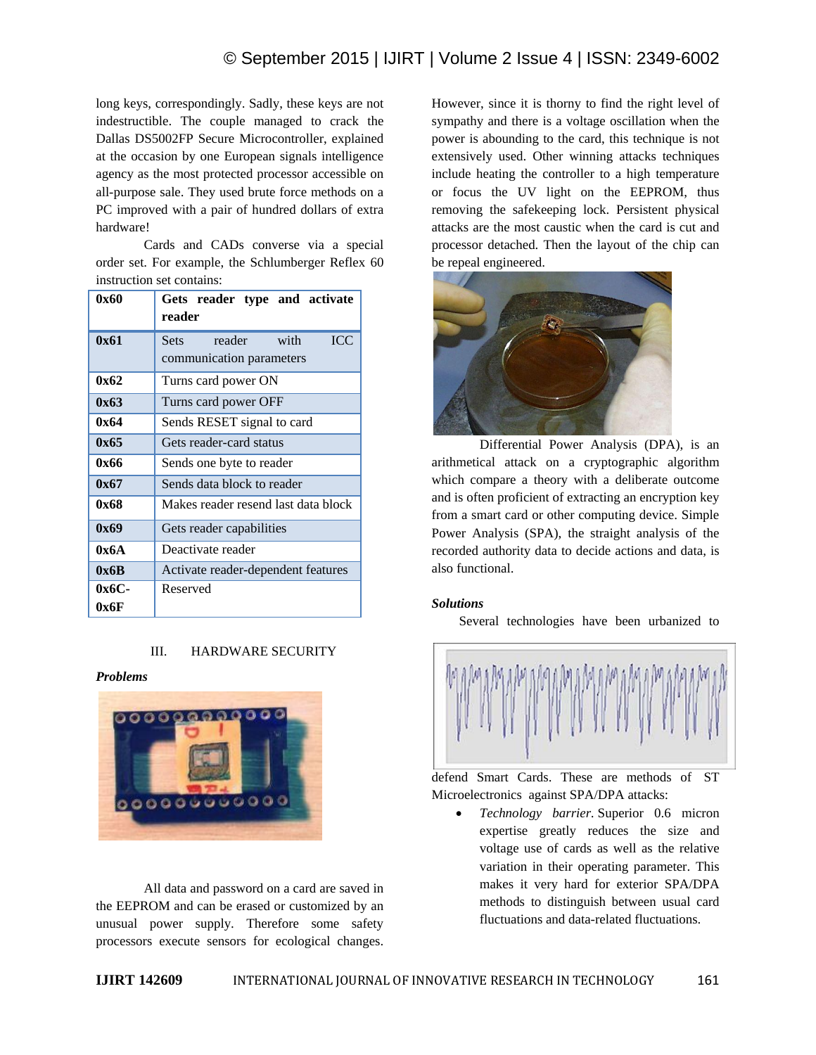long keys, correspondingly. Sadly, these keys are not indestructible. The couple managed to crack the Dallas DS5002FP Secure Microcontroller, explained at the occasion by one European signals intelligence agency as the most protected processor accessible on all-purpose sale. They used brute force methods on a PC improved with a pair of hundred dollars of extra hardware!

Cards and CADs converse via a special order set. For example, the Schlumberger Reflex 60 instruction set contains:

| **0x60** | **Gets reader type and activate reader** |
|---|---|
| **0x61** | Sets reader with ICC communication parameters |
| **0x62** | Turns card power ON |
| **0x63** | Turns card power OFF |
| **0x64** | Sends RESET signal to card |
| **0x65** | Gets reader-card status |
| **0x66** | Sends one byte to reader |
| **0x67** | Sends data block to reader |
| **0x68** | Makes reader resend last data block |
| **0x69** | Gets reader capabilities |
| **0x6A** | Deactivate reader |
| **0x6B** | Activate reader-dependent features |
| **0x6C-0x6F** | Reserved |

## III. HARDWARE SECURITY

***Problems***

All data and password on a card are saved in the EEPROM and can be erased or customized by an unusual power supply. Therefore some safety processors execute sensors for ecological changes. However, since it is thorny to find the right level of sympathy and there is a voltage oscillation when the power is abounding to the card, this technique is not extensively used. Other winning attacks techniques include heating the controller to a high temperature or focus the UV light on the EEPROM, thus removing the safekeeping lock. Persistent physical attacks are the most caustic when the card is cut and processor detached. Then the layout of the chip can be repeal engineered.

Differential Power Analysis (DPA), is an arithmetical attack on a cryptographic algorithm which compare a theory with a deliberate outcome and is often proficient of extracting an encryption key from a smart card or other computing device. Simple Power Analysis (SPA), the straight analysis of the recorded authority data to decide actions and data, is also functional.

***Solutions***

Several technologies have been urbanized to defend Smart Cards. These are methods of ST Microelectronics against SPA/DPA attacks:

- *Technology barrier.* Superior 0.6 micron expertise greatly reduces the size and voltage use of cards as well as the relative variation in their operating parameter. This makes it very hard for exterior SPA/DPA methods to distinguish between usual card fluctuations and data-related fluctuations.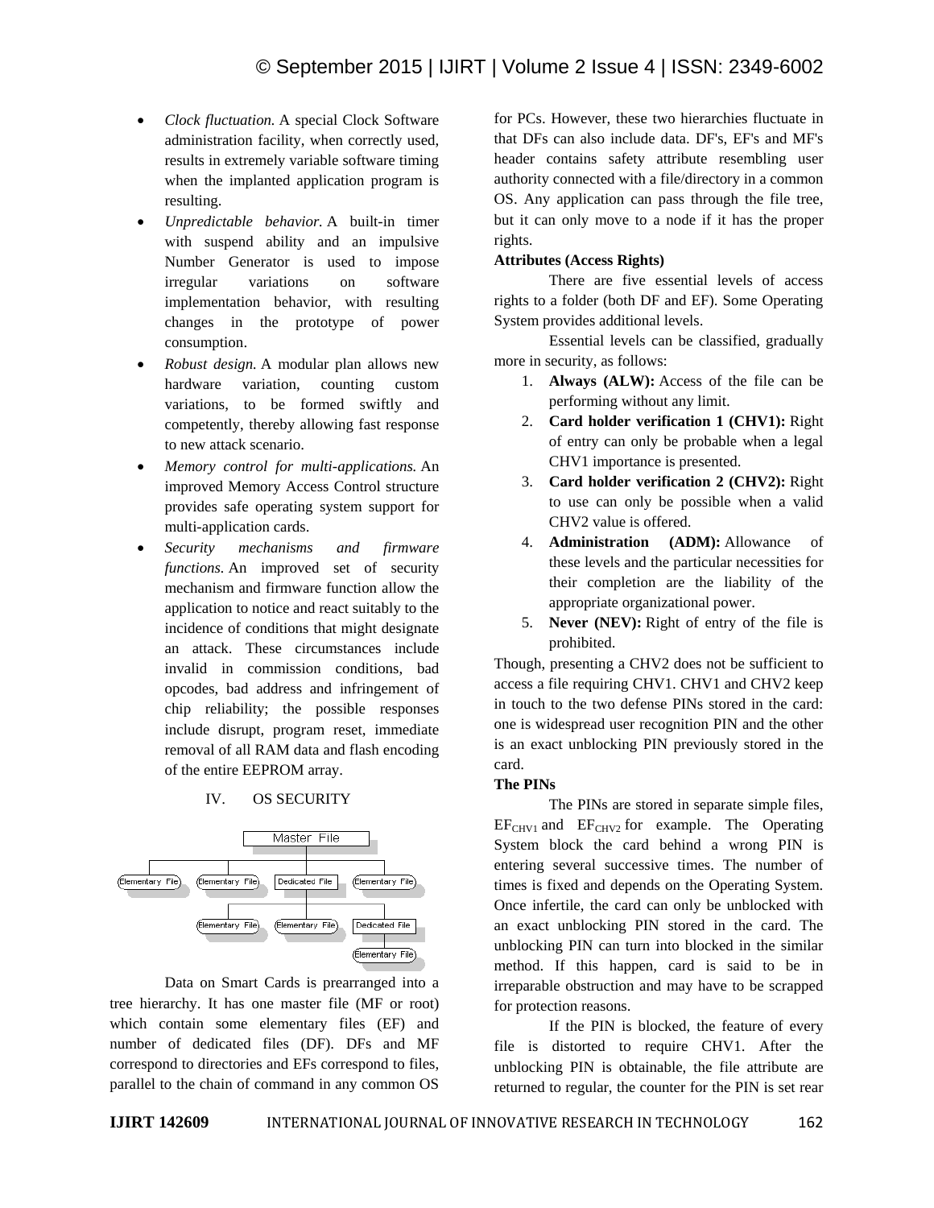- *Clock fluctuation.* A special Clock Software administration facility, when correctly used, results in extremely variable software timing when the implanted application program is resulting.
- *Unpredictable behavior.* A built-in timer with suspend ability and an impulsive Number Generator is used to impose irregular variations on software implementation behavior, with resulting changes in the prototype of power consumption.
- *Robust design.* A modular plan allows new hardware variation, counting custom variations, to be formed swiftly and competently, thereby allowing fast response to new attack scenario.
- *Memory control for multi-applications.* An improved Memory Access Control structure provides safe operating system support for multi-application cards.
- *Security mechanisms and firmware functions.* An improved set of security mechanism and firmware function allow the application to notice and react suitably to the incidence of conditions that might designate an attack. These circumstances include invalid in commission conditions, bad opcodes, bad address and infringement of chip reliability; the possible responses include disrupt, program reset, immediate removal of all RAM data and flash encoding of the entire EEPROM array.

## IV. OS SECURITY

Data on Smart Cards is prearranged into a tree hierarchy. It has one master file (MF or root) which contain some elementary files (EF) and number of dedicated files (DF). DFs and MF correspond to directories and EFs correspond to files, parallel to the chain of command in any common OS for PCs. However, these two hierarchies fluctuate in that DFs can also include data. DF's, EF's and MF's header contains safety attribute resembling user authority connected with a file/directory in a common OS. Any application can pass through the file tree, but it can only move to a node if it has the proper rights.

**Attributes (Access Rights)**

There are five essential levels of access rights to a folder (both DF and EF). Some Operating System provides additional levels.

Essential levels can be classified, gradually more in security, as follows:

1. **Always (ALW):** Access of the file can be performing without any limit.
2. **Card holder verification 1 (CHV1):** Right of entry can only be probable when a legal CHV1 importance is presented.
3. **Card holder verification 2 (CHV2):** Right to use can only be possible when a valid CHV2 value is offered.
4. **Administration (ADM):** Allowance of these levels and the particular necessities for their completion are the liability of the appropriate organizational power.
5. **Never (NEV):** Right of entry of the file is prohibited.

Though, presenting a CHV2 does not be sufficient to access a file requiring CHV1. CHV1 and CHV2 keep in touch to the two defense PINs stored in the card: one is widespread user recognition PIN and the other is an exact unblocking PIN previously stored in the card.

**The PINs**

The PINs are stored in separate simple files, $EF_{CHV1}$ and $EF_{CHV2}$ for example. The Operating System block the card behind a wrong PIN is entering several successive times. The number of times is fixed and depends on the Operating System. Once infertile, the card can only be unblocked with an exact unblocking PIN stored in the card. The unblocking PIN can turn into blocked in the similar method. If this happen, card is said to be in irreparable obstruction and may have to be scrapped for protection reasons.

If the PIN is blocked, the feature of every file is distorted to require CHV1. After the unblocking PIN is obtainable, the file attribute are returned to regular, the counter for the PIN is set rear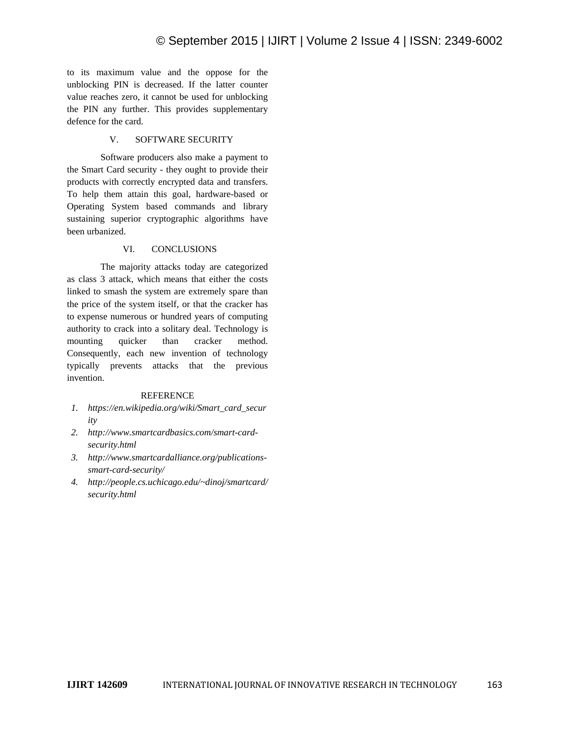to its maximum value and the oppose for the unblocking PIN is decreased. If the latter counter value reaches zero, it cannot be used for unblocking the PIN any further. This provides supplementary defence for the card.

## V. SOFTWARE SECURITY

Software producers also make a payment to the Smart Card security - they ought to provide their products with correctly encrypted data and transfers. To help them attain this goal, hardware-based or Operating System based commands and library sustaining superior cryptographic algorithms have been urbanized.

## VI. CONCLUSIONS

The majority attacks today are categorized as class 3 attack, which means that either the costs linked to smash the system are extremely spare than the price of the system itself, or that the cracker has to expense numerous or hundred years of computing authority to crack into a solitary deal. Technology is mounting quicker than cracker method. Consequently, each new invention of technology typically prevents attacks that the previous invention.

## REFERENCE

1. *https://en.wikipedia.org/wiki/Smart_card_security*
2. *http://www.smartcardbasics.com/smart-card-security.html*
3. *http://www.smartcardalliance.org/publications-smart-card-security/*
4. *http://people.cs.uchicago.edu/~dinoj/smartcard/security.html*